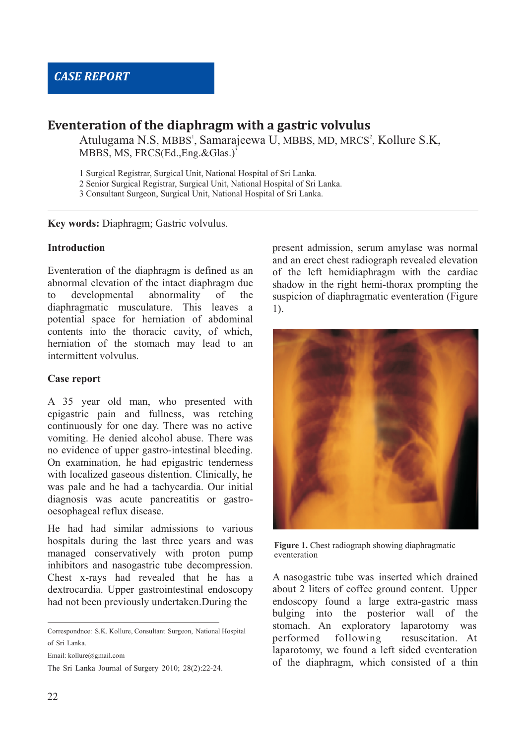CASE REPORT

# Eventeration of the diaphragm with a gastric volvulus

Atulugama N.S, MBBS[1], Samarajeewa U, MBBS, MD, MRCS[2], Kollure S.K, MBBS, MS, FRCS(Ed.,Eng.&Glas.)[3]

1 Surgical Registrar, Surgical Unit, National Hospital of Sri Lanka.
2 Senior Surgical Registrar, Surgical Unit, National Hospital of Sri Lanka.
3 Consultant Surgeon, Surgical Unit, National Hospital of Sri Lanka.

**Key words:** Diaphragm; Gastric volvulus.

## Introduction

Eventeration of the diaphragm is defined as an abnormal elevation of the intact diaphragm due to developmental abnormality of the diaphragmatic musculature. This leaves a potential space for herniation of abdominal contents into the thoracic cavity, of which, herniation of the stomach may lead to an intermittent volvulus.

## Case report

A 35 year old man, who presented with epigastric pain and fullness, was retching continuously for one day. There was no active vomiting. He denied alcohol abuse. There was no evidence of upper gastro-intestinal bleeding. On examination, he had epigastric tenderness with localized gaseous distention. Clinically, he was pale and he had a tachycardia. Our initial diagnosis was acute pancreatitis or gastro-oesophageal reflux disease.

He had had similar admissions to various hospitals during the last three years and was managed conservatively with proton pump inhibitors and nasogastric tube decompression. Chest x-rays had revealed that he has a dextrocardia. Upper gastrointestinal endoscopy had not been previously undertaken.During the present admission, serum amylase was normal and an erect chest radiograph revealed elevation of the left hemidiaphragm with the cardiac shadow in the right hemi-thorax prompting the suspicion of diaphragmatic eventeration (Figure 1).

**Figure 1.** Chest radiograph showing diaphragmatic eventeration

A nasogastric tube was inserted which drained about 2 liters of coffee ground content. Upper endoscopy found a large extra-gastric mass bulging into the posterior wall of the stomach. An exploratory laparotomy was performed following resuscitation. At laparotomy, we found a left sided eventeration of the diaphragm, which consisted of a thin

Correspondnce: S.K. Kollure, Consultant Surgeon, National Hospital of Sri Lanka.

Email: kollure@gmail.com

The Sri Lanka Journal of Surgery 2010; 28(2):22-24.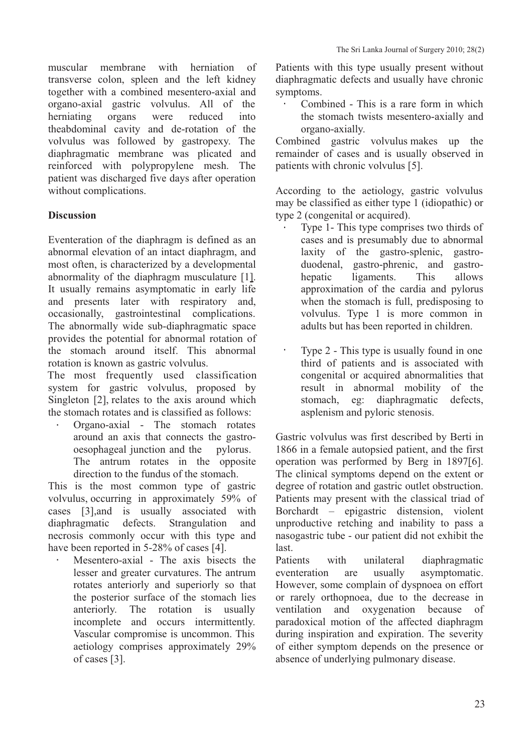muscular membrane with herniation of transverse colon, spleen and the left kidney together with a combined mesentero-axial and organo-axial gastric volvulus. All of the herniating organs were reduced into theabdominal cavity and de-rotation of the volvulus was followed by gastropexy. The diaphragmatic membrane was plicated and reinforced with polypropylene mesh. The patient was discharged five days after operation without complications.

## Discussion

Eventeration of the diaphragm is defined as an abnormal elevation of an intact diaphragm, and most often, is characterized by a developmental abnormality of the diaphragm musculature [1]. It usually remains asymptomatic in early life and presents later with respiratory and, occasionally, gastrointestinal complications. The abnormally wide sub-diaphragmatic space provides the potential for abnormal rotation of the stomach around itself. This abnormal rotation is known as gastric volvulus.

The most frequently used classification system for gastric volvulus, proposed by Singleton [2], relates to the axis around which the stomach rotates and is classified as follows:

- Organo-axial - The stomach rotates around an axis that connects the gastro-oesophageal junction and the pylorus. The antrum rotates in the opposite direction to the fundus of the stomach.

This is the most common type of gastric volvulus, occurring in approximately 59% of cases [3],and is usually associated with diaphragmatic defects. Strangulation and necrosis commonly occur with this type and have been reported in 5-28% of cases [4].

- Mesentero-axial - The axis bisects the lesser and greater curvatures. The antrum rotates anteriorly and superiorly so that the posterior surface of the stomach lies anteriorly. The rotation is usually incomplete and occurs intermittently. Vascular compromise is uncommon. This aetiology comprises approximately 29% of cases [3].

Patients with this type usually present without diaphragmatic defects and usually have chronic symptoms.

- Combined - This is a rare form in which the stomach twists mesentero-axially and organo-axially.

Combined gastric volvulus makes up the remainder of cases and is usually observed in patients with chronic volvulus [5].

According to the aetiology, gastric volvulus may be classified as either type 1 (idiopathic) or type 2 (congenital or acquired).

- Type 1- This type comprises two thirds of cases and is presumably due to abnormal laxity of the gastro-splenic, gastro-duodenal, gastro-phrenic, and gastro-hepatic ligaments. This allows approximation of the cardia and pylorus when the stomach is full, predisposing to volvulus. Type 1 is more common in adults but has been reported in children.

- Type 2 - This type is usually found in one third of patients and is associated with congenital or acquired abnormalities that result in abnormal mobility of the stomach, eg: diaphragmatic defects, asplenism and pyloric stenosis.

Gastric volvulus was first described by Berti in 1866 in a female autopsied patient, and the first operation was performed by Berg in 1897[6]. The clinical symptoms depend on the extent or degree of rotation and gastric outlet obstruction. Patients may present with the classical triad of Borchardt – epigastric distension, violent unproductive retching and inability to pass a nasogastric tube - our patient did not exhibit the last.

Patients with unilateral diaphragmatic eventeration are usually asymptomatic. However, some complain of dyspnoea on effort or rarely orthopnoea, due to the decrease in ventilation and oxygenation because of paradoxical motion of the affected diaphragm during inspiration and expiration. The severity of either symptom depends on the presence or absence of underlying pulmonary disease.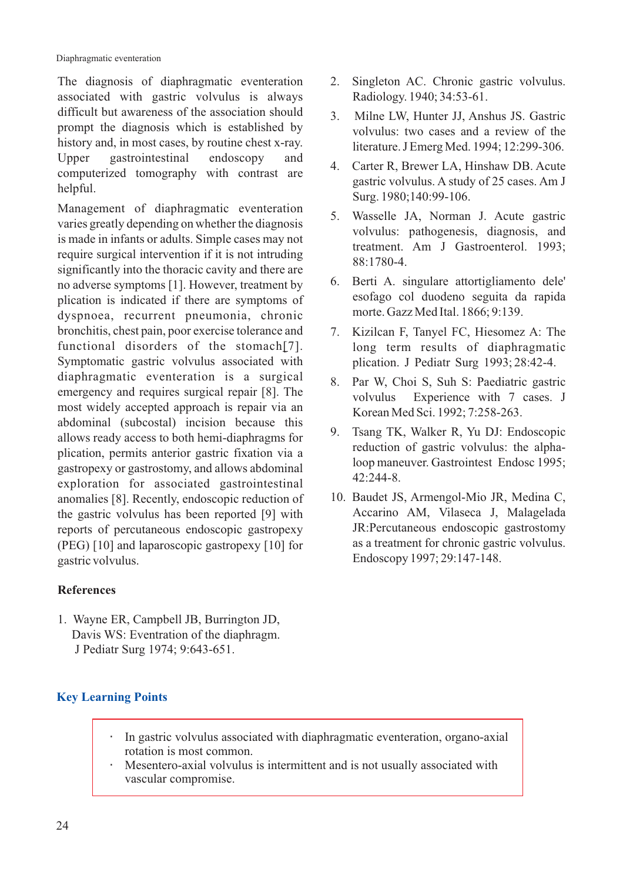The diagnosis of diaphragmatic eventeration associated with gastric volvulus is always difficult but awareness of the association should prompt the diagnosis which is established by history and, in most cases, by routine chest x-ray. Upper gastrointestinal endoscopy and computerized tomography with contrast are helpful.

Management of diaphragmatic eventeration varies greatly depending on whether the diagnosis is made in infants or adults. Simple cases may not require surgical intervention if it is not intruding significantly into the thoracic cavity and there are no adverse symptoms [1]. However, treatment by plication is indicated if there are symptoms of dyspnoea, recurrent pneumonia, chronic bronchitis, chest pain, poor exercise tolerance and functional disorders of the stomach[7]. Symptomatic gastric volvulus associated with diaphragmatic eventeration is a surgical emergency and requires surgical repair [8]. The most widely accepted approach is repair via an abdominal (subcostal) incision because this allows ready access to both hemi-diaphragms for plication, permits anterior gastric fixation via a gastropexy or gastrostomy, and allows abdominal exploration for associated gastrointestinal anomalies [8]. Recently, endoscopic reduction of the gastric volvulus has been reported [9] with reports of percutaneous endoscopic gastropexy (PEG) [10] and laparoscopic gastropexy [10] for gastric volvulus.

## References

1. Wayne ER, Campbell JB, Burrington JD, Davis WS: Eventration of the diaphragm. J Pediatr Surg 1974; 9:643-651.
2. Singleton AC. Chronic gastric volvulus. Radiology. 1940; 34:53-61.
3. Milne LW, Hunter JJ, Anshus JS. Gastric volvulus: two cases and a review of the literature. J Emerg Med. 1994; 12:299-306.
4. Carter R, Brewer LA, Hinshaw DB. Acute gastric volvulus. A study of 25 cases. Am J Surg. 1980;140:99-106.
5. Wasselle JA, Norman J. Acute gastric volvulus: pathogenesis, diagnosis, and treatment. Am J Gastroenterol. 1993; 88:1780-4.
6. Berti A. singulare attortigliamento dele' esofago col duodeno seguita da rapida morte. Gazz Med Ital. 1866; 9:139.
7. Kizilcan F, Tanyel FC, Hiesomez A: The long term results of diaphragmatic plication. J Pediatr Surg 1993; 28:42-4.
8. Par W, Choi S, Suh S: Paediatric gastric volvulus Experience with 7 cases. J Korean Med Sci. 1992; 7:258-263.
9. Tsang TK, Walker R, Yu DJ: Endoscopic reduction of gastric volvulus: the alpha-loop maneuver. Gastrointest Endosc 1995; 42:244-8.
10. Baudet JS, Armengol-Mio JR, Medina C, Accarino AM, Vilaseca J, Malagelada JR:Percutaneous endoscopic gastrostomy as a treatment for chronic gastric volvulus. Endoscopy 1997; 29:147-148.

## Key Learning Points

- In gastric volvulus associated with diaphragmatic eventeration, organo-axial rotation is most common.
- Mesentero-axial volvulus is intermittent and is not usually associated with vascular compromise.